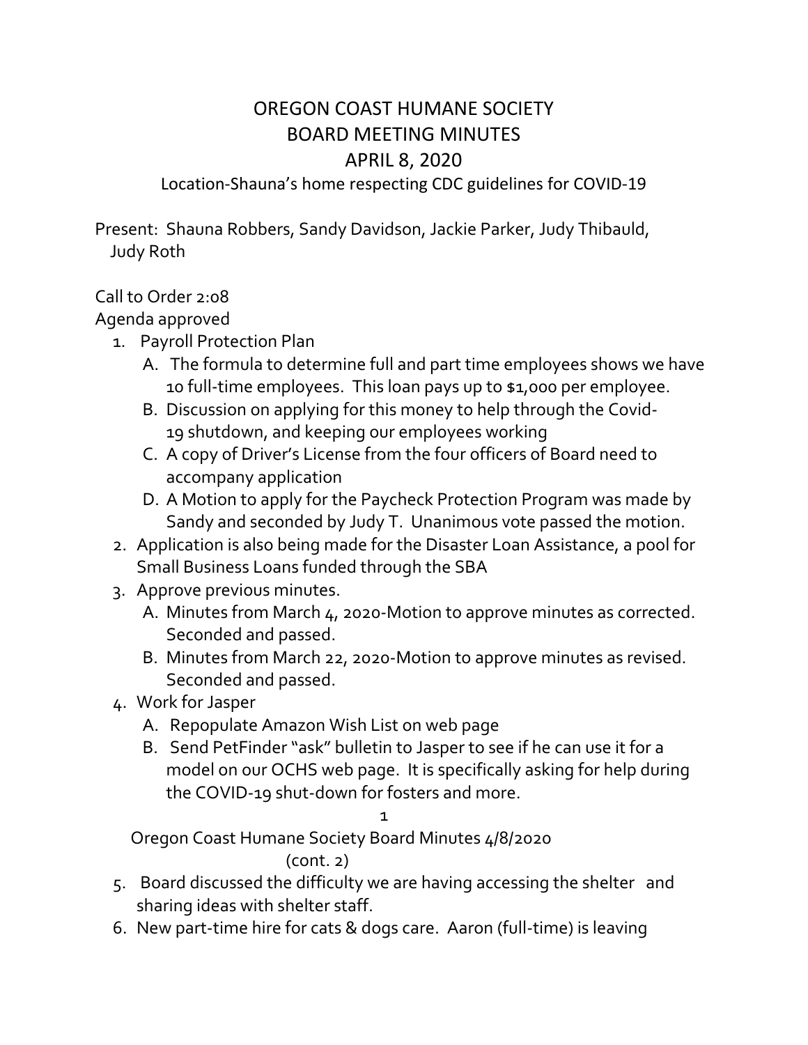# OREGON COAST HUMANE SOCIETY
## BOARD MEETING MINUTES
## APRIL 8, 2020

Location-Shauna's home respecting CDC guidelines for COVID-19

Present: Shauna Robbers, Sandy Davidson, Jackie Parker, Judy Thibauld, Judy Roth

Call to Order 2:08

Agenda approved

1. Payroll Protection Plan
   - A. The formula to determine full and part time employees shows we have 10 full-time employees. This loan pays up to $1,000 per employee.
   - B. Discussion on applying for this money to help through the Covid-19 shutdown, and keeping our employees working
   - C. A copy of Driver's License from the four officers of Board need to accompany application
   - D. A Motion to apply for the Paycheck Protection Program was made by Sandy and seconded by Judy T. Unanimous vote passed the motion.
2. Application is also being made for the Disaster Loan Assistance, a pool for Small Business Loans funded through the SBA
3. Approve previous minutes.
   - A. Minutes from March 4, 2020-Motion to approve minutes as corrected. Seconded and passed.
   - B. Minutes from March 22, 2020-Motion to approve minutes as revised. Seconded and passed.
4. Work for Jasper
   - A. Repopulate Amazon Wish List on web page
   - B. Send PetFinder "ask" bulletin to Jasper to see if he can use it for a model on our OCHS web page. It is specifically asking for help during the COVID-19 shut-down for fosters and more.

Oregon Coast Humane Society Board Minutes 4/8/2020

(cont. 2)

5. Board discussed the difficulty we are having accessing the shelter and sharing ideas with shelter staff.
6. New part-time hire for cats & dogs care. Aaron (full-time) is leaving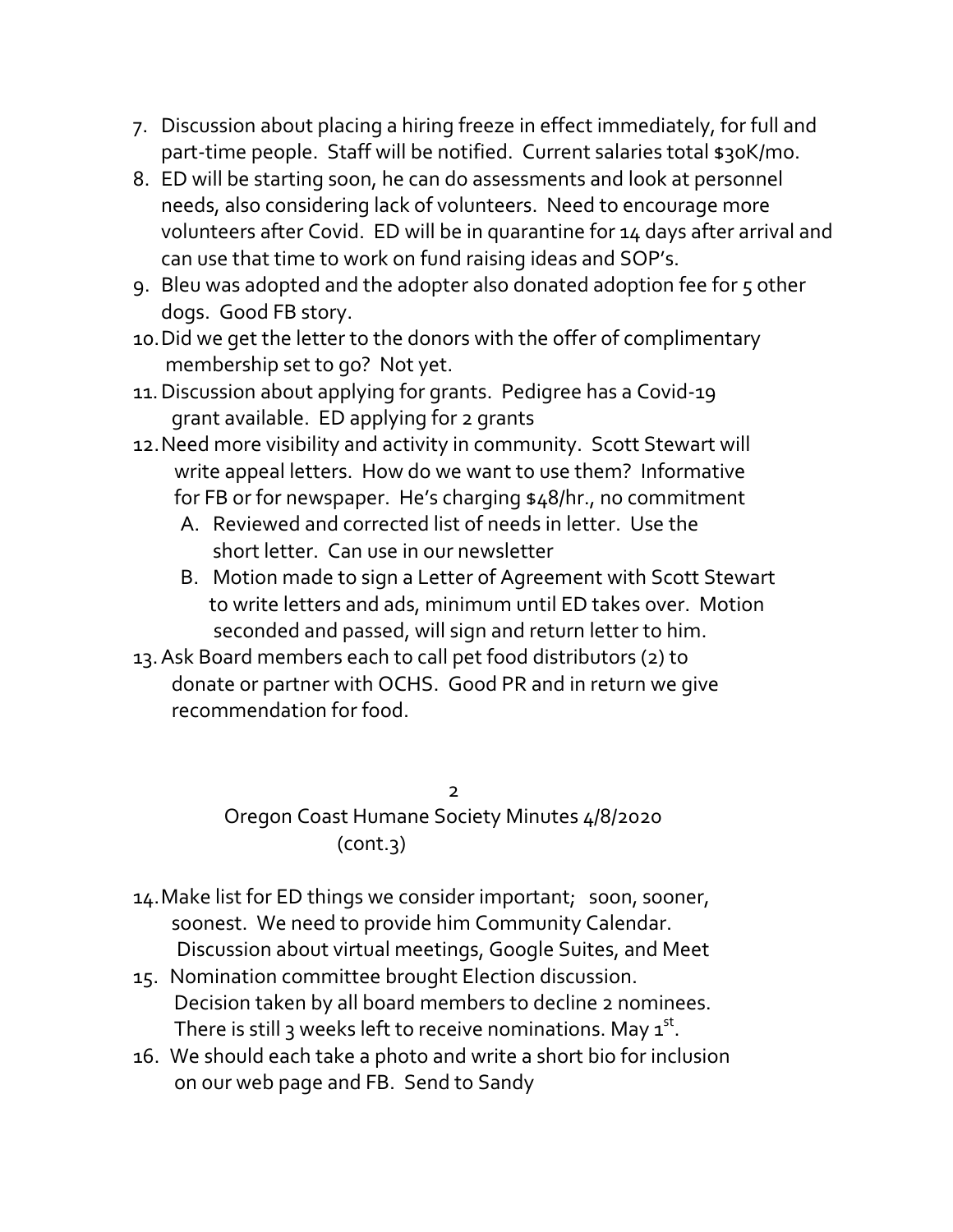7. Discussion about placing a hiring freeze in effect immediately, for full and part-time people. Staff will be notified. Current salaries total $30K/mo.
8. ED will be starting soon, he can do assessments and look at personnel needs, also considering lack of volunteers. Need to encourage more volunteers after Covid. ED will be in quarantine for 14 days after arrival and can use that time to work on fund raising ideas and SOP's.
9. Bleu was adopted and the adopter also donated adoption fee for 5 other dogs. Good FB story.
10. Did we get the letter to the donors with the offer of complimentary membership set to go? Not yet.
11. Discussion about applying for grants. Pedigree has a Covid-19 grant available. ED applying for 2 grants
12. Need more visibility and activity in community. Scott Stewart will write appeal letters. How do we want to use them? Informative for FB or for newspaper. He's charging $48/hr., no commitment
    - A. Reviewed and corrected list of needs in letter. Use the short letter. Can use in our newsletter
    - B. Motion made to sign a Letter of Agreement with Scott Stewart to write letters and ads, minimum until ED takes over. Motion seconded and passed, will sign and return letter to him.
13. Ask Board members each to call pet food distributors (2) to donate or partner with OCHS. Good PR and in return we give recommendation for food.
14. Make list for ED things we consider important; soon, sooner, soonest. We need to provide him Community Calendar. Discussion about virtual meetings, Google Suites, and Meet
15. Nomination committee brought Election discussion. Decision taken by all board members to decline 2 nominees. There is still 3 weeks left to receive nominations. May 1st.
16. We should each take a photo and write a short bio for inclusion on our web page and FB. Send to Sandy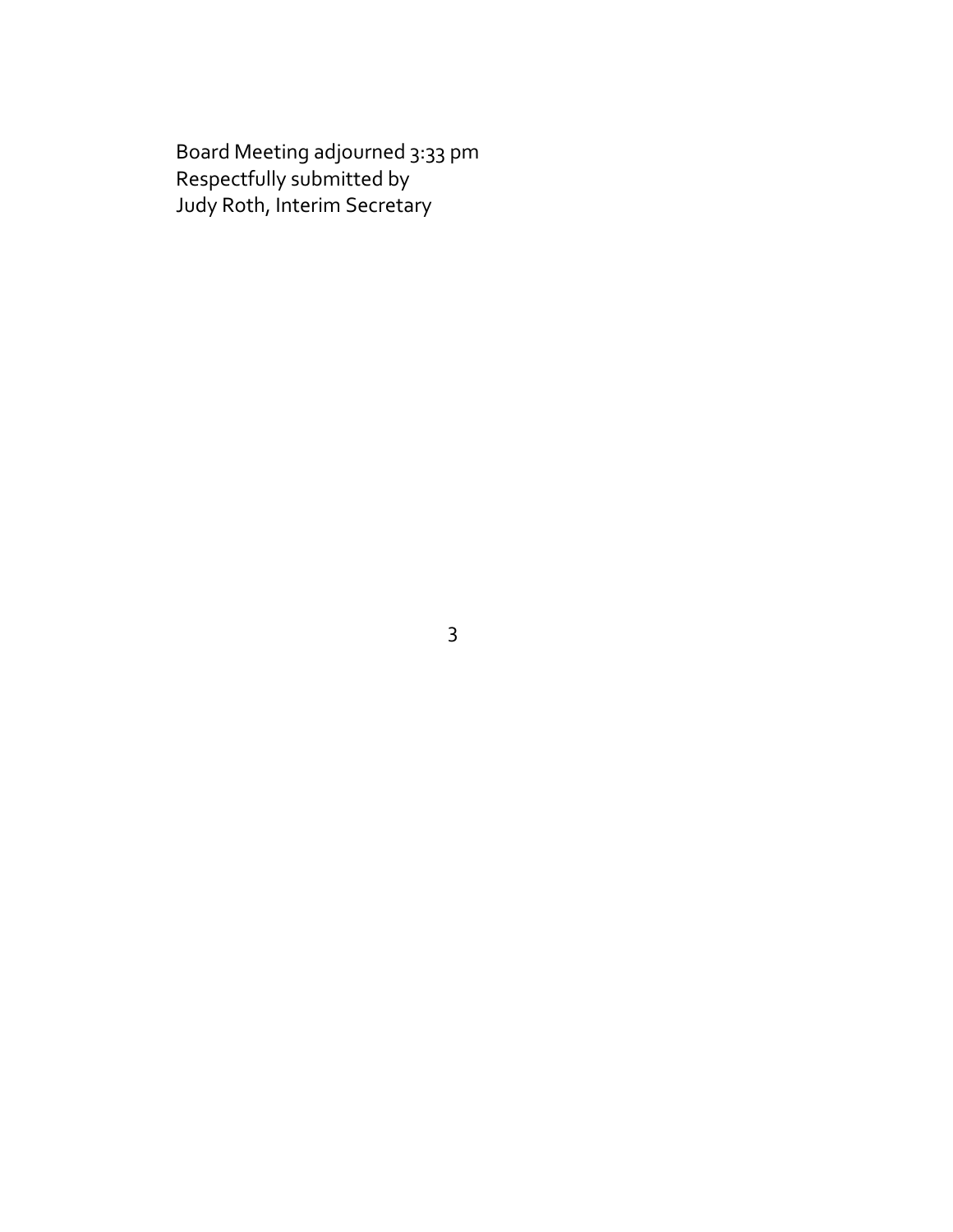Board Meeting adjourned 3:33 pm
Respectfully submitted by
Judy Roth, Interim Secretary